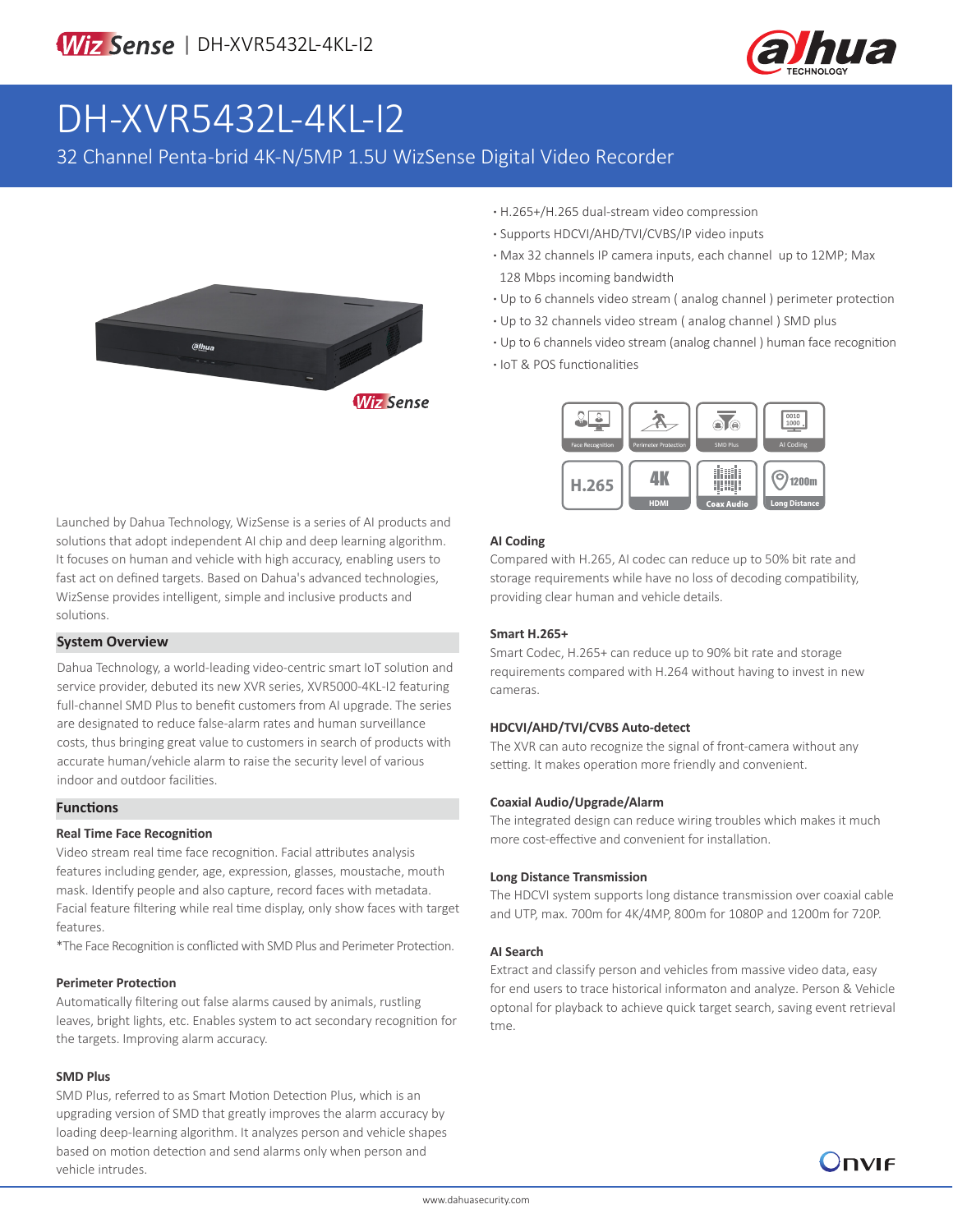# DH-XVR5432L-4KL-I2

32 Channel Penta-brid 4K-N/5MP 1.5U WizSense Digital Video Recorder

- H.265+/H.265 dual-stream video compression
- Supports HDCVI/AHD/TVI/CVBS/IP video inputs
- Max 32 channels IP camera inputs, each channel up to 12MP; Max 128 Mbps incoming bandwidth
- Up to 6 channels video stream ( analog channel ) perimeter protection
- Up to 32 channels video stream ( analog channel ) SMD plus
- Up to 6 channels video stream (analog channel ) human face recognition
- IoT & POS functionalities

Launched by Dahua Technology, WizSense is a series of AI products and solutions that adopt independent AI chip and deep learning algorithm. It focuses on human and vehicle with high accuracy, enabling users to fast act on defined targets. Based on Dahua's advanced technologies, WizSense provides intelligent, simple and inclusive products and solutions.

## System Overview

Dahua Technology, a world-leading video-centric smart IoT solution and service provider, debuted its new XVR series, XVR5000-4KL-I2 featuring full-channel SMD Plus to benefit customers from AI upgrade. The series are designated to reduce false-alarm rates and human surveillance costs, thus bringing great value to customers in search of products with accurate human/vehicle alarm to raise the security level of various indoor and outdoor facilities.

## Functions

### Real Time Face Recognition

Video stream real time face recognition. Facial attributes analysis features including gender, age, expression, glasses, moustache, mouth mask. Identify people and also capture, record faces with metadata. Facial feature filtering while real time display, only show faces with target features.

*The Face Recognition is conflicted with SMD Plus and Perimeter Protection.

### Perimeter Protection

Automatically filtering out false alarms caused by animals, rustling leaves, bright lights, etc. Enables system to act secondary recognition for the targets. Improving alarm accuracy.

### SMD Plus

SMD Plus, referred to as Smart Motion Detection Plus, which is an upgrading version of SMD that greatly improves the alarm accuracy by loading deep-learning algorithm. It analyzes person and vehicle shapes based on motion detection and send alarms only when person and vehicle intrudes.

### AI Coding

Compared with H.265, AI codec can reduce up to 50% bit rate and storage requirements while have no loss of decoding compatibility, providing clear human and vehicle details.

### Smart H.265+

Smart Codec, H.265+ can reduce up to 90% bit rate and storage requirements compared with H.264 without having to invest in new cameras.

### HDCVI/AHD/TVI/CVBS Auto-detect

The XVR can auto recognize the signal of front-camera without any setting. It makes operation more friendly and convenient.

### Coaxial Audio/Upgrade/Alarm

The integrated design can reduce wiring troubles which makes it much more cost-effective and convenient for installation.

### Long Distance Transmission

The HDCVI system supports long distance transmission over coaxial cable and UTP, max. 700m for 4K/4MP, 800m for 1080P and 1200m for 720P.

### AI Search

Extract and classify person and vehicles from massive video data, easy for end users to trace historical informaton and analyze. Person & Vehicle optonal for playback to achieve quick target search, saving event retrieval tme.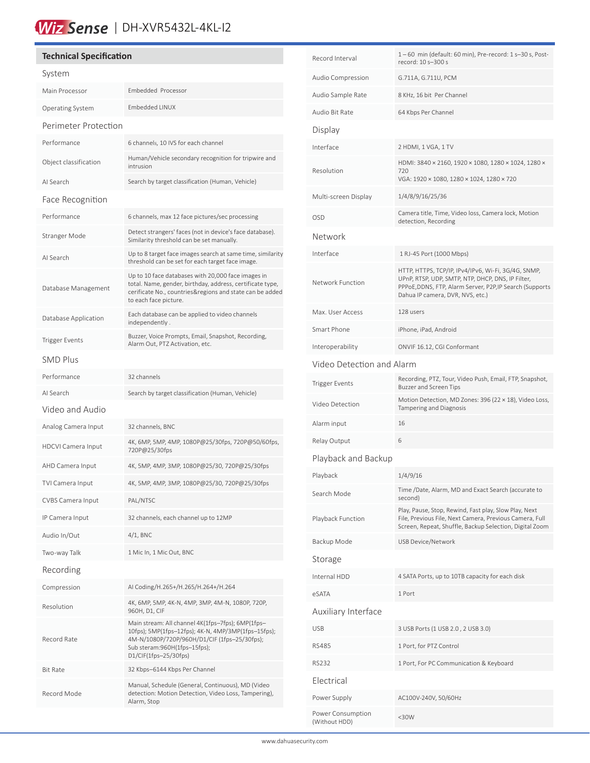# DH-XVR5432L-4KL-I2

## Technical Specification

### System

| | |
|---|---|
| Main Processor | Embedded Processor |
| Operating System | Embedded LINUX |

### Perimeter Protection

| | |
|---|---|
| Performance | 6 channels, 10 IVS for each channel |
| Object classification | Human/Vehicle secondary recognition for tripwire and intrusion |
| AI Search | Search by target classification (Human, Vehicle) |

### Face Recognition

| | |
|---|---|
| Performance | 6 channels, max 12 face pictures/sec processing |
| Stranger Mode | Detect strangers' faces (not in device's face database). Similarity threshold can be set manually. |
| AI Search | Up to 8 target face images search at same time, similarity threshold can be set for each target face image. |
| Database Management | Up to 10 face databases with 20,000 face images in total. Name, gender, birthday, address, certificate type, cerificate No., countries&regions and state can be added to each face picture. |
| Database Application | Each database can be applied to video channels independently . |
| Trigger Events | Buzzer, Voice Prompts, Email, Snapshot, Recording, Alarm Out, PTZ Activation, etc. |

### SMD Plus

| | |
|---|---|
| Performance | 32 channels |
| AI Search | Search by target classification (Human, Vehicle) |

### Video and Audio

| | |
|---|---|
| Analog Camera Input | 32 channels, BNC |
| HDCVI Camera Input | 4K, 6MP, 5MP, 4MP, 1080P@25/30fps, 720P@50/60fps, 720P@25/30fps |
| AHD Camera Input | 4K, 5MP, 4MP, 3MP, 1080P@25/30, 720P@25/30fps |
| TVI Camera Input | 4K, 5MP, 4MP, 3MP, 1080P@25/30, 720P@25/30fps |
| CVBS Camera Input | PAL/NTSC |
| IP Camera Input | 32 channels, each channel up to 12MP |
| Audio In/Out | 4/1, BNC |
| Two-way Talk | 1 Mic In, 1 Mic Out, BNC |

### Recording

| | |
|---|---|
| Compression | AI Coding/H.265+/H.265/H.264+/H.264 |
| Resolution | 4K, 6MP, 5MP, 4K-N, 4MP, 3MP, 4M-N, 1080P, 720P, 960H, D1, CIF |
| Record Rate | Main stream: All channel 4K(1fps–7fps); 6MP(1fps–10fps); 5MP(1fps–12fps); 4K-N, 4MP/3MP(1fps–15fps); 4M-N/1080P/720P/960H/D1/CIF (1fps–25/30fps); Sub steram:960H(1fps–15fps); D1/CIF(1fps–25/30fps) |
| Bit Rate | 32 Kbps–6144 Kbps Per Channel |
| Record Mode | Manual, Schedule (General, Continuous), MD (Video detection: Motion Detection, Video Loss, Tampering), Alarm, Stop |
| Record Interval | 1 – 60 min (default: 60 min), Pre-record: 1 s–30 s, Post-record: 10 s–300 s |
| Audio Compression | G.711A, G.711U, PCM |
| Audio Sample Rate | 8 KHz, 16 bit Per Channel |
| Audio Bit Rate | 64 Kbps Per Channel |

### Display

| | |
|---|---|
| Interface | 2 HDMI, 1 VGA, 1 TV |
| Resolution | HDMI: 3840 × 2160, 1920 × 1080, 1280 × 1024, 1280 × 720<br>VGA: 1920 × 1080, 1280 × 1024, 1280 × 720 |
| Multi-screen Display | 1/4/8/9/16/25/36 |
| OSD | Camera title, Time, Video loss, Camera lock, Motion detection, Recording |

### Network

| | |
|---|---|
| Interface | 1 RJ-45 Port (1000 Mbps) |
| Network Function | HTTP, HTTPS, TCP/IP, IPv4/IPv6, Wi-Fi, 3G/4G, SNMP, UPnP, RTSP, UDP, SMTP, NTP, DHCP, DNS, IP Filter, PPPoE,DDNS, FTP, Alarm Server, P2P,IP Search (Supports Dahua IP camera, DVR, NVS, etc.) |
| Max. User Access | 128 users |
| Smart Phone | iPhone, iPad, Android |
| Interoperability | ONVIF 16.12, CGI Conformant |

### Video Detection and Alarm

| | |
|---|---|
| Trigger Events | Recording, PTZ, Tour, Video Push, Email, FTP, Snapshot, Buzzer and Screen Tips |
| Video Detection | Motion Detection, MD Zones: 396 (22 × 18), Video Loss, Tampering and Diagnosis |
| Alarm input | 16 |
| Relay Output | 6 |

### Playback and Backup

| | |
|---|---|
| Playback | 1/4/9/16 |
| Search Mode | Time /Date, Alarm, MD and Exact Search (accurate to second) |
| Playback Function | Play, Pause, Stop, Rewind, Fast play, Slow Play, Next File, Previous File, Next Camera, Previous Camera, Full Screen, Repeat, Shuffle, Backup Selection, Digital Zoom |
| Backup Mode | USB Device/Network |

### Storage

| | |
|---|---|
| Internal HDD | 4 SATA Ports, up to 10TB capacity for each disk |
| eSATA | 1 Port |

### Auxiliary Interface

| | |
|---|---|
| USB | 3 USB Ports (1 USB 2.0 , 2 USB 3.0) |
| RS485 | 1 Port, for PTZ Control |
| RS232 | 1 Port, For PC Communication & Keyboard |

### Electrical

| | |
|---|---|
| Power Supply | AC100V-240V, 50/60Hz |
| Power Consumption (Without HDD) | <30W |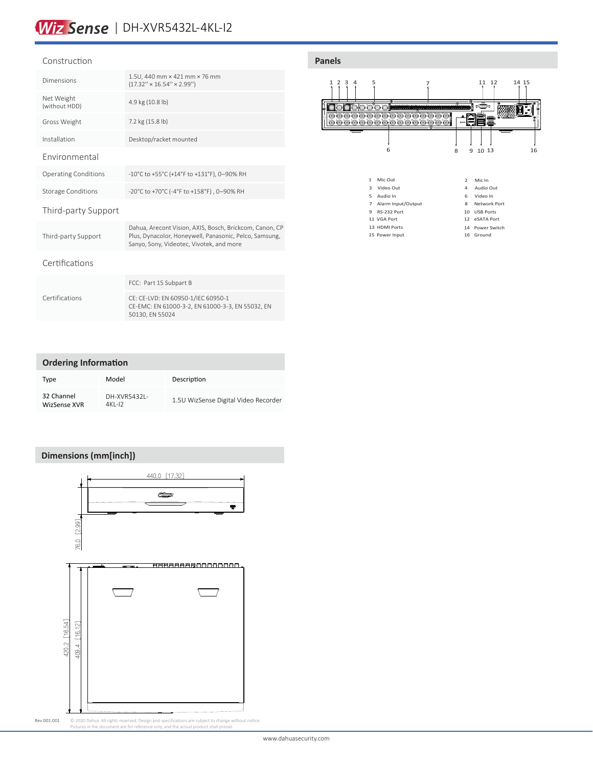## Construction

| | |
|---|---|
| Dimensions | 1.5U, 440 mm × 421 mm × 76 mm (17.32'' × 16.54'' × 2.99'') |
| Net Weight (without HDD) | 4.9 kg (10.8 lb) |
| Gross Weight | 7.2 kg (15.8 lb) |
| Installation | Desktop/racket mounted |

## Environmental

| | |
|---|---|
| Operating Conditions | -10°C to +55°C (+14°F to +131°F), 0–90% RH |
| Storage Conditions | -20°C to +70°C (-4°F to +158°F) , 0–90% RH |

## Third-party Support

| | |
|---|---|
| Third-party Support | Dahua, Arecont Vision, AXIS, Bosch, Brickcom, Canon, CP Plus, Dynacolor, Honeywell, Panasonic, Pelco, Samsung, Sanyo, Sony, Videotec, Vivotek, and more |

## Certifications

| | |
|---|---|
| Certifications | FCC: Part 15 Subpart B |
| | CE: CE-LVD: EN 60950-1/IEC 60950-1<br>CE-EMC: EN 61000-3-2, EN 61000-3-3, EN 55032, EN 50130, EN 55024 |

## Panels

1 2 3 4 5 7 11 12 14 15
6 8 9 10 13 16

| | | | |
|---|---|---|---|
| 1 | Mic Out | 2 | Mic In |
| 3 | Video Out | 4 | Audio Out |
| 5 | Audio In | 6 | Video In |
| 7 | Alarm Input/Output | 8 | Network Port |
| 9 | RS-232 Port | 10 | USB Ports |
| 11 | VGA Port | 12 | eSATA Port |
| 13 | HDMI Ports | 14 | Power Switch |
| 15 | Power Input | 16 | Ground |

## Ordering Information

| Type | Model | Description |
|---|---|---|
| 32 Channel WizSense XVR | DH-XVR5432L-4KL-I2 | 1.5U WizSense Digital Video Recorder |

## Dimensions (mm[inch])

440.0 [17.32]
76.0 [2.99]
420.2 [16.54]
409.4 [16.12]

Rev 001.001 © 2020 Dahua. All rights reserved. Design and specifications are subject to change without notice. Pictures in the document are for reference only, and the actual product shall prevail.